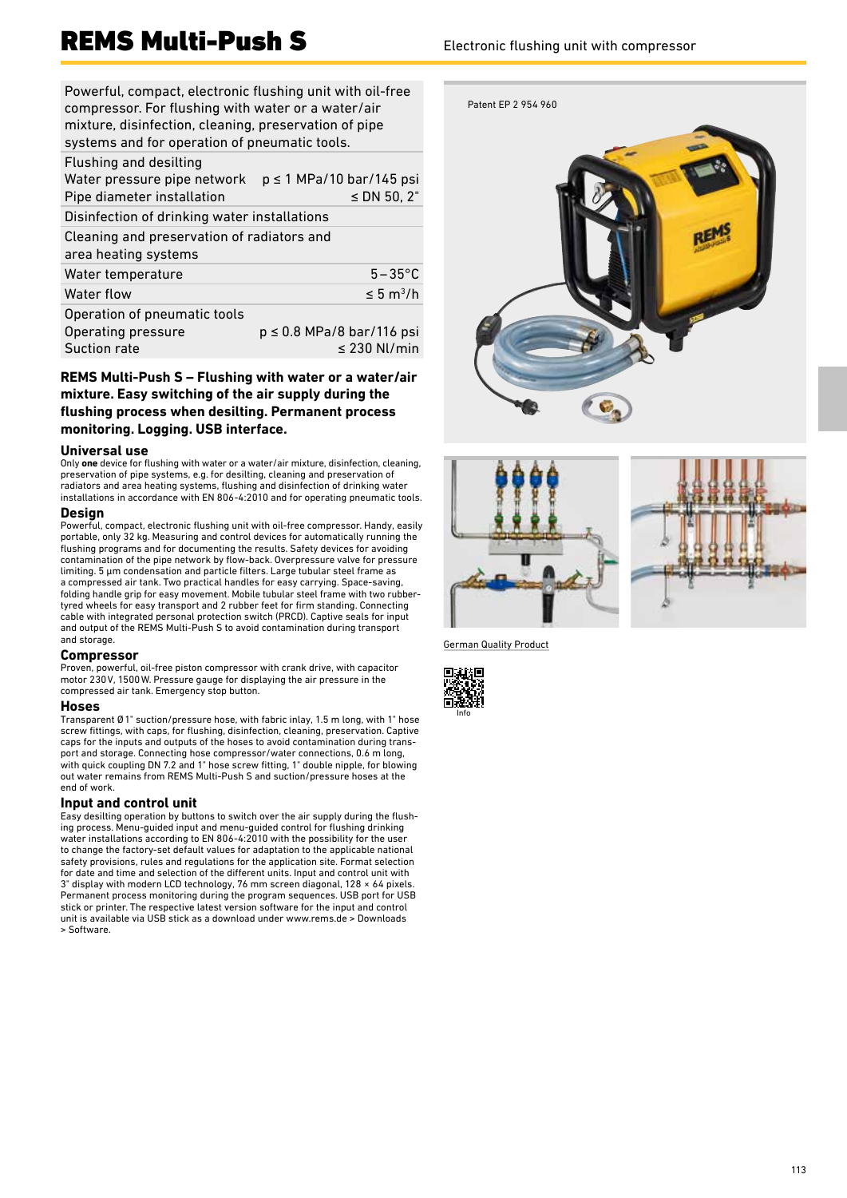# REMS Multi-Push S

Electronic flushing unit with compressor

| Powerful, compact, electronic flushing unit with oil-free compressor. For flushing with water or a water/air mixture, disinfection, cleaning, preservation of pipe systems and for operation of pneumatic tools. | |
|---|---|
| Flushing and desilting | |
| Water pressure pipe network | p ≤ 1 MPa/10 bar/145 psi |
| Pipe diameter installation | ≤ DN 50, 2" |
| Disinfection of drinking water installations | |
| Cleaning and preservation of radiators and area heating systems | |
| Water temperature | 5 – 35°C |
| Water flow | ≤ 5 $m^3/h$ |
| Operation of pneumatic tools | |
| Operating pressure | p ≤ 0.8 MPa/8 bar/116 psi |
| Suction rate | ≤ 230 Nl/min |

**REMS Multi-Push S – Flushing with water or a water/air mixture. Easy switching of the air supply during the flushing process when desilting. Permanent process monitoring. Logging. USB interface.**

### Universal use

Only **one** device for flushing with water or a water/air mixture, disinfection, cleaning, preservation of pipe systems, e.g. for desilting, cleaning and preservation of radiators and area heating systems, flushing and disinfection of drinking water installations in accordance with EN 806-4:2010 and for operating pneumatic tools.

### Design

Powerful, compact, electronic flushing unit with oil-free compressor. Handy, easily portable, only 32 kg. Measuring and control devices for automatically running the flushing programs and for documenting the results. Safety devices for avoiding contamination of the pipe network by flow-back. Overpressure valve for pressure limiting. 5 µm condensation and particle filters. Large tubular steel frame as a compressed air tank. Two practical handles for easy carrying. Space-saving, folding handle grip for easy movement. Mobile tubular steel frame with two rubber-tyred wheels for easy transport and 2 rubber feet for firm standing. Connecting cable with integrated personal protection switch (PRCD). Captive seals for input and output of the REMS Multi-Push S to avoid contamination during transport and storage.

### Compressor

Proven, powerful, oil-free piston compressor with crank drive, with capacitor motor 230 V, 1500 W. Pressure gauge for displaying the air pressure in the compressed air tank. Emergency stop button.

### Hoses

Transparent Ø 1" suction/pressure hose, with fabric inlay, 1.5 m long, with 1" hose screw fittings, with caps, for flushing, disinfection, cleaning, preservation. Captive caps for the inputs and outputs of the hoses to avoid contamination during transport and storage. Connecting hose compressor/water connections, 0.6 m long, with quick coupling DN 7.2 and 1" hose screw fitting, 1" double nipple, for blowing out water remains from REMS Multi-Push S and suction/pressure hoses at the end of work.

### Input and control unit

Easy desilting operation by buttons to switch over the air supply during the flushing process. Menu-guided input and menu-guided control for flushing drinking water installations according to EN 806-4:2010 with the possibility for the user to change the factory-set default values for adaptation to the applicable national safety provisions, rules and regulations for the application site. Format selection for date and time and selection of the different units. Input and control unit with 3" display with modern LCD technology, 76 mm screen diagonal, 128 × 64 pixels. Permanent process monitoring during the program sequences. USB port for USB stick or printer. The respective latest version software for the input and control unit is available via USB stick as a download under www.rems.de > Downloads > Software.

Patent EP 2 954 960

German Quality Product

Info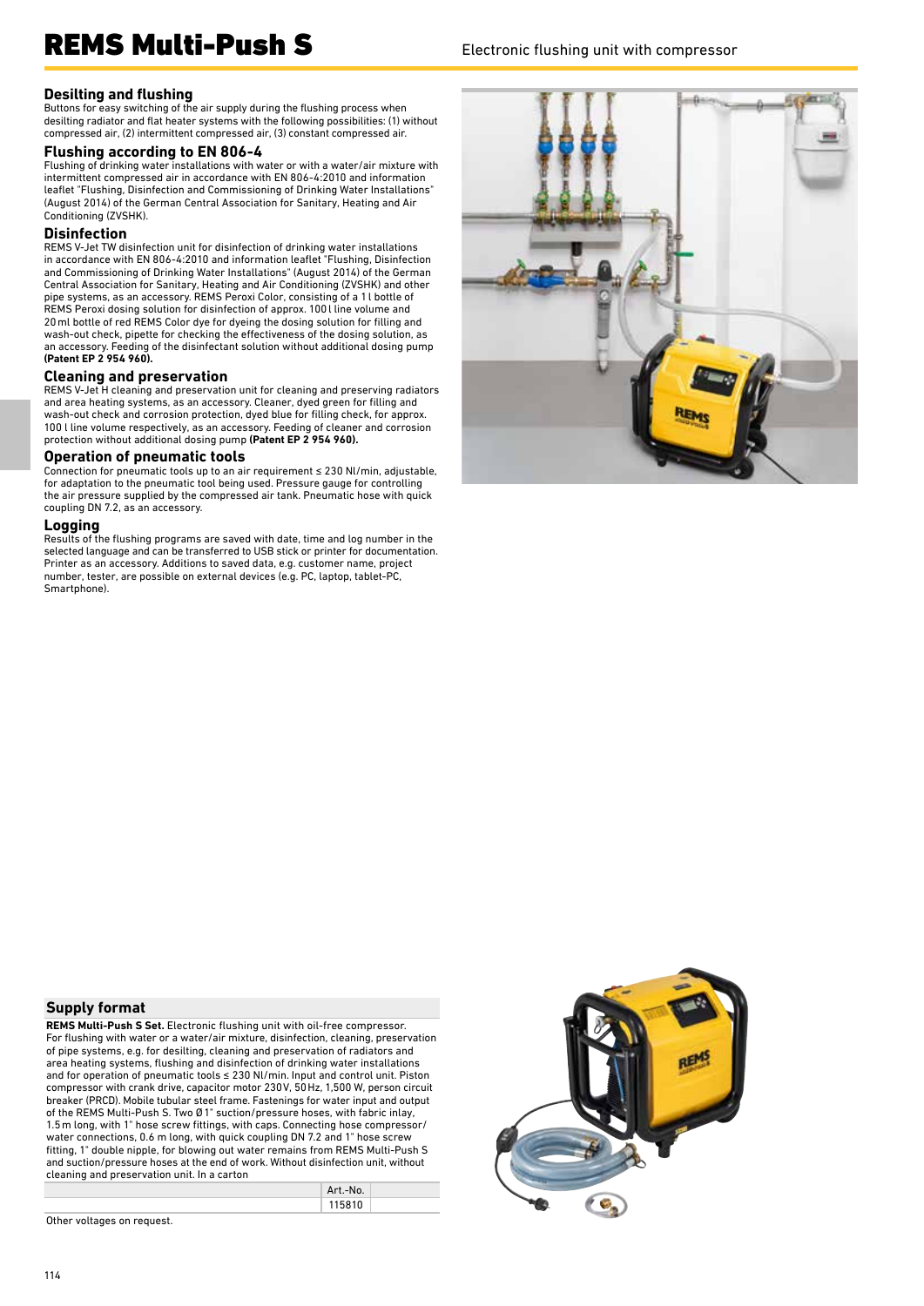# REMS Multi-Push S

Electronic flushing unit with compressor

### Desilting and flushing

Buttons for easy switching of the air supply during the flushing process when desilting radiator and flat heater systems with the following possibilities: (1) without compressed air, (2) intermittent compressed air, (3) constant compressed air.

### Flushing according to EN 806-4

Flushing of drinking water installations with water or with a water/air mixture with intermittent compressed air in accordance with EN 806-4:2010 and information leaflet "Flushing, Disinfection and Commissioning of Drinking Water Installations" (August 2014) of the German Central Association for Sanitary, Heating and Air Conditioning (ZVSHK).

### Disinfection

REMS V-Jet TW disinfection unit for disinfection of drinking water installations in accordance with EN 806-4:2010 and information leaflet "Flushing, Disinfection and Commissioning of Drinking Water Installations" (August 2014) of the German Central Association for Sanitary, Heating and Air Conditioning (ZVSHK) and other pipe systems, as an accessory. REMS Peroxi Color, consisting of a 1 l bottle of REMS Peroxi dosing solution for disinfection of approx. 100 l line volume and 20 ml bottle of red REMS Color dye for dyeing the dosing solution for filling and wash-out check, pipette for checking the effectiveness of the dosing solution, as an accessory. Feeding of the disinfectant solution without additional dosing pump **(Patent EP 2 954 960).**

### Cleaning and preservation

REMS V-Jet H cleaning and preservation unit for cleaning and preserving radiators and area heating systems, as an accessory. Cleaner, dyed green for filling and wash-out check and corrosion protection, dyed blue for filling check, for approx. 100 l line volume respectively, as an accessory. Feeding of cleaner and corrosion protection without additional dosing pump **(Patent EP 2 954 960).**

### Operation of pneumatic tools

Connection for pneumatic tools up to an air requirement ≤ 230 Nl/min, adjustable, for adaptation to the pneumatic tool being used. Pressure gauge for controlling the air pressure supplied by the compressed air tank. Pneumatic hose with quick coupling DN 7.2, as an accessory.

### Logging

Results of the flushing programs are saved with date, time and log number in the selected language and can be transferred to USB stick or printer for documentation. Printer as an accessory. Additions to saved data, e.g. customer name, project number, tester, are possible on external devices (e.g. PC, laptop, tablet-PC, Smartphone).

### Supply format

**REMS Multi-Push S Set.** Electronic flushing unit with oil-free compressor. For flushing with water or a water/air mixture, disinfection, cleaning, preservation of pipe systems, e.g. for desilting, cleaning and preservation of radiators and area heating systems, flushing and disinfection of drinking water installations and for operation of pneumatic tools ≤ 230 Nl/min. Input and control unit. Piston compressor with crank drive, capacitor motor 230 V, 50 Hz, 1,500 W, person circuit breaker (PRCD). Mobile tubular steel frame. Fastenings for water input and output of the REMS Multi-Push S. Two Ø 1" suction/pressure hoses, with fabric inlay, 1.5 m long, with 1" hose screw fittings, with caps. Connecting hose compressor/water connections, 0.6 m long, with quick coupling DN 7.2 and 1" hose screw fitting, 1" double nipple, for blowing out water remains from REMS Multi-Push S and suction/pressure hoses at the end of work. Without disinfection unit, without cleaning and preservation unit. In a carton

| | Art.-No. | |
|---|---|---|
| | 115810 | |

Other voltages on request.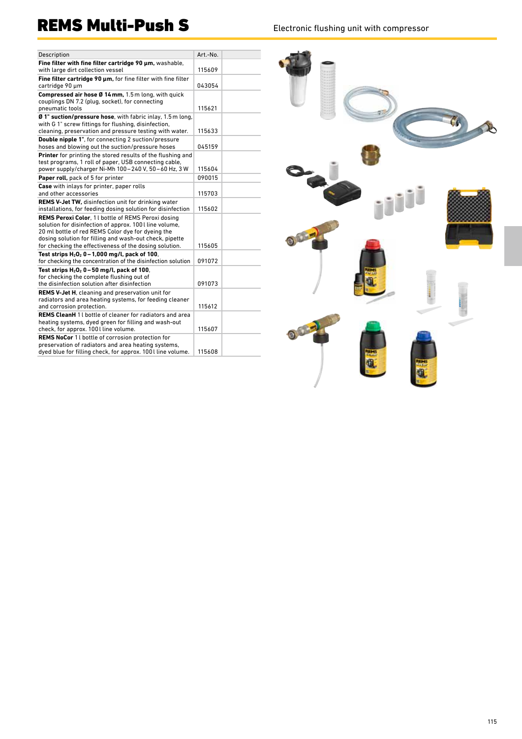# REMS Multi-Push S

Electronic flushing unit with compressor

| Description | Art.-No. | |
|---|---|---|
| **Fine filter with fine filter cartridge 90 µm,** washable, with large dirt collection vessel | 115609 | |
| **Fine filter cartridge 90 µm,** for fine filter with fine filter cartridge 90 µm | 043054 | |
| **Compressed air hose Ø 14 mm,** 1.5 m long, with quick couplings DN 7.2 (plug, socket), for connecting pneumatic tools | 115621 | |
| **Ø 1" suction/pressure hose**, with fabric inlay, 1.5 m long, with G 1" screw fittings for flushing, disinfection, cleaning, preservation and pressure testing with water. | 115633 | |
| **Double nipple 1"**, for connecting 2 suction/pressure hoses and blowing out the suction/pressure hoses | 045159 | |
| **Printer** for printing the stored results of the flushing and test programs, 1 roll of paper, USB connecting cable, power supply/charger Ni-Mh 100 – 240 V, 50 – 60 Hz, 3 W | 115604 | |
| **Paper roll,** pack of 5 for printer | 090015 | |
| **Case** with inlays for printer, paper rolls and other accessories | 115703 | |
| **REMS V-Jet TW,** disinfection unit for drinking water installations, for feeding dosing solution for disinfection | 115602 | |
| **REMS Peroxi Color**, 1 l bottle of REMS Peroxi dosing solution for disinfection of approx. 100 l line volume, 20 ml bottle of red REMS Color dye for dyeing the dosing solution for filling and wash-out check, pipette for checking the effectiveness of the dosing solution. | 115605 | |
| **Test strips $H_2O_2$ 0 – 1,000 mg/l, pack of 100**, for checking the concentration of the disinfection solution | 091072 | |
| **Test strips $H_2O_2$ 0 – 50 mg/l, pack of 100**, for checking the complete flushing out of the disinfection solution after disinfection | 091073 | |
| **REMS V-Jet H**, cleaning and preservation unit for radiators and area heating systems, for feeding cleaner and corrosion protection. | 115612 | |
| **REMS CleanH** 1 l bottle of cleaner for radiators and area heating systems, dyed green for filling and wash-out check, for approx. 100 l line volume. | 115607 | |
| **REMS NoCor** 1 l bottle of corrosion protection for preservation of radiators and area heating systems, dyed blue for filling check, for approx. 100 l line volume. | 115608 | |